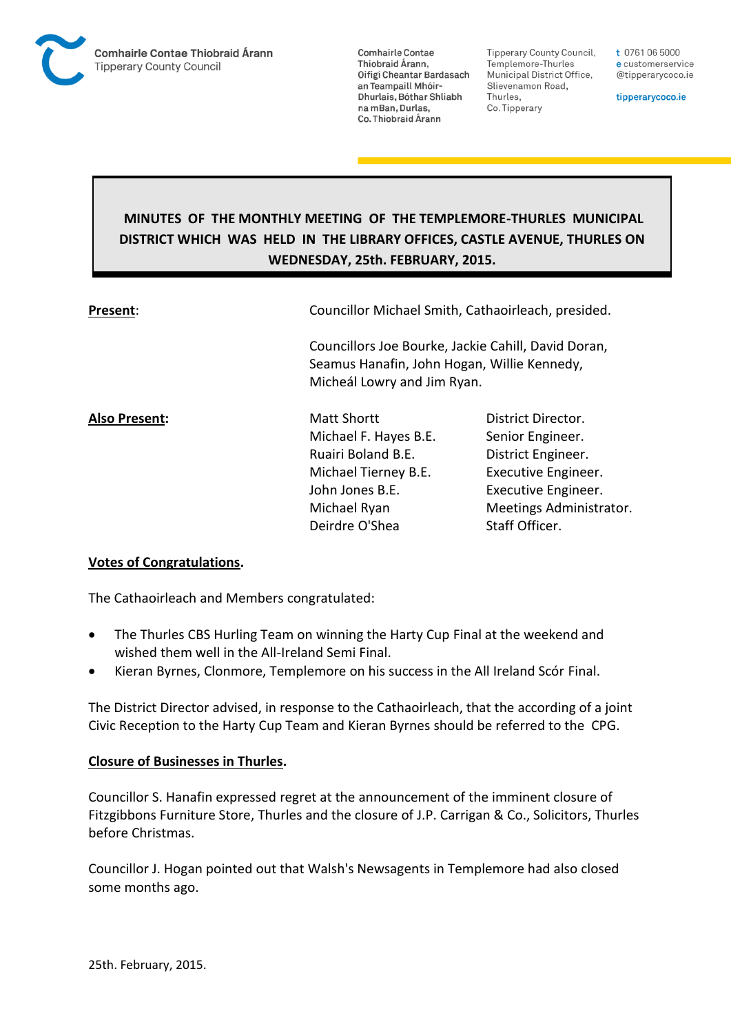Comhairle Contae Thiobraid Árann
Tipperary County Council

Comhairle Contae Thiobraid Árann, Oifigí Cheantar Bardasach an Teampaill Mhóir-Dhurlais, Bóthar Shliabh na mBan, Durlas, Co. Thiobraid Árann

Tipperary County Council, Templemore-Thurles Municipal District Office, Slievenamon Road, Thurles, Co. Tipperary

t 0761 06 5000
e customerservice
@tipperarycoco.ie

tipperarycoco.ie

# MINUTES OF THE MONTHLY MEETING OF THE TEMPLEMORE-THURLES MUNICIPAL DISTRICT WHICH WAS HELD IN THE LIBRARY OFFICES, CASTLE AVENUE, THURLES ON WEDNESDAY, 25th. FEBRUARY, 2015.

**Present**: Councillor Michael Smith, Cathaoirleach, presided.

Councillors Joe Bourke, Jackie Cahill, David Doran, Seamus Hanafin, John Hogan, Willie Kennedy, Micheál Lowry and Jim Ryan.

**Also Present:**

| | |
|---|---|
| Matt Shortt | District Director. |
| Michael F. Hayes B.E. | Senior Engineer. |
| Ruairi Boland B.E. | District Engineer. |
| Michael Tierney B.E. | Executive Engineer. |
| John Jones B.E. | Executive Engineer. |
| Michael Ryan | Meetings Administrator. |
| Deirdre O'Shea | Staff Officer. |

## Votes of Congratulations.

The Cathaoirleach and Members congratulated:

- The Thurles CBS Hurling Team on winning the Harty Cup Final at the weekend and wished them well in the All-Ireland Semi Final.
- Kieran Byrnes, Clonmore, Templemore on his success in the All Ireland Scór Final.

The District Director advised, in response to the Cathaoirleach, that the according of a joint Civic Reception to the Harty Cup Team and Kieran Byrnes should be referred to the CPG.

## Closure of Businesses in Thurles.

Councillor S. Hanafin expressed regret at the announcement of the imminent closure of Fitzgibbons Furniture Store, Thurles and the closure of J.P. Carrigan & Co., Solicitors, Thurles before Christmas.

Councillor J. Hogan pointed out that Walsh's Newsagents in Templemore had also closed some months ago.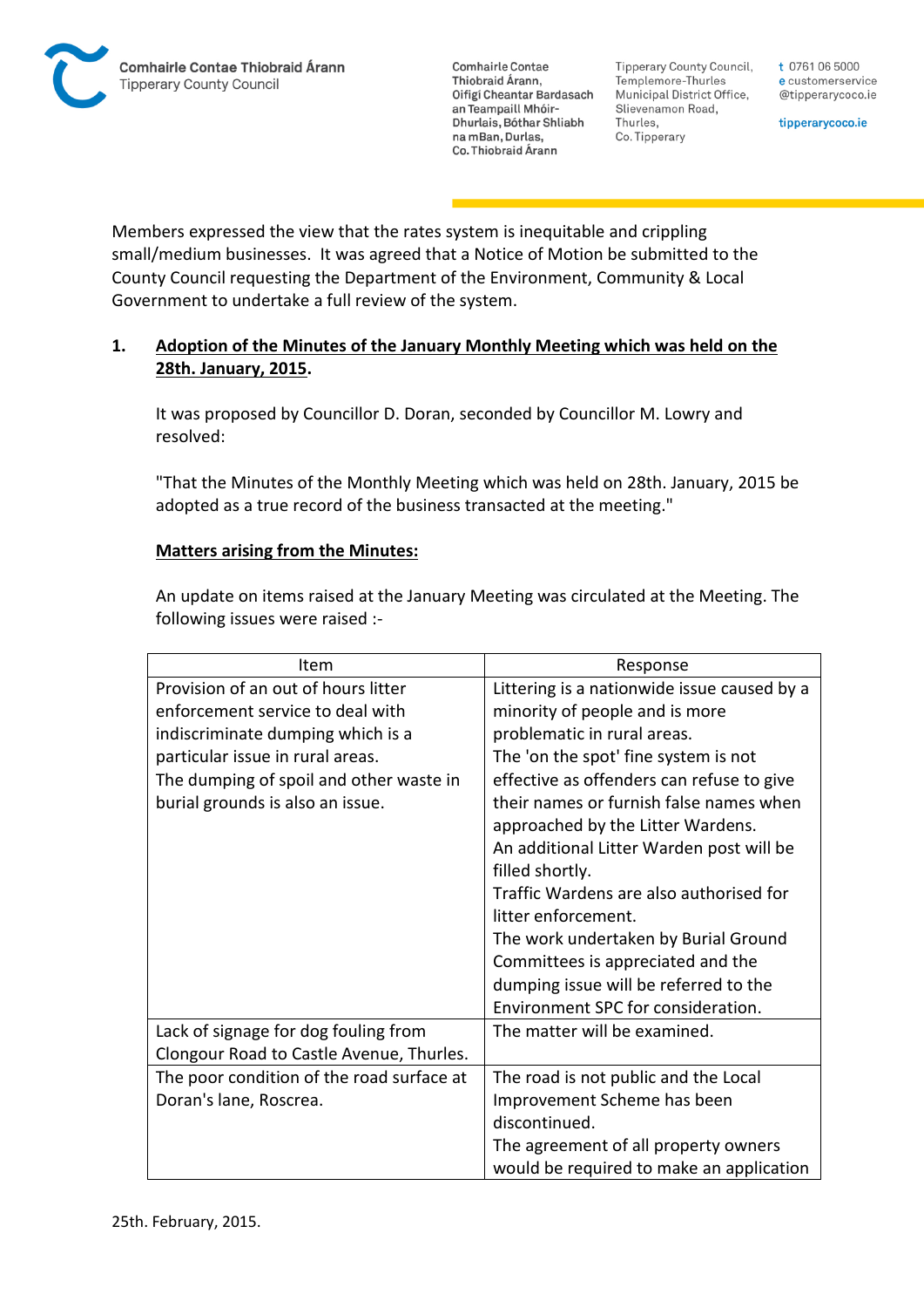Members expressed the view that the rates system is inequitable and crippling small/medium businesses. It was agreed that a Notice of Motion be submitted to the County Council requesting the Department of the Environment, Community & Local Government to undertake a full review of the system.

1. **Adoption of the Minutes of the January Monthly Meeting which was held on the 28th. January, 2015.**

It was proposed by Councillor D. Doran, seconded by Councillor M. Lowry and resolved:

"That the Minutes of the Monthly Meeting which was held on 28th. January, 2015 be adopted as a true record of the business transacted at the meeting."

**Matters arising from the Minutes:**

An update on items raised at the January Meeting was circulated at the Meeting. The following issues were raised :-

| Item | Response |
|---|---|
| Provision of an out of hours litter enforcement service to deal with indiscriminate dumping which is a particular issue in rural areas. The dumping of spoil and other waste in burial grounds is also an issue. | Littering is a nationwide issue caused by a minority of people and is more problematic in rural areas. The 'on the spot' fine system is not effective as offenders can refuse to give their names or furnish false names when approached by the Litter Wardens. An additional Litter Warden post will be filled shortly. Traffic Wardens are also authorised for litter enforcement. The work undertaken by Burial Ground Committees is appreciated and the dumping issue will be referred to the Environment SPC for consideration. |
| Lack of signage for dog fouling from Clongour Road to Castle Avenue, Thurles. | The matter will be examined. |
| The poor condition of the road surface at Doran's lane, Roscrea. | The road is not public and the Local Improvement Scheme has been discontinued. The agreement of all property owners would be required to make an application |

25th. February, 2015.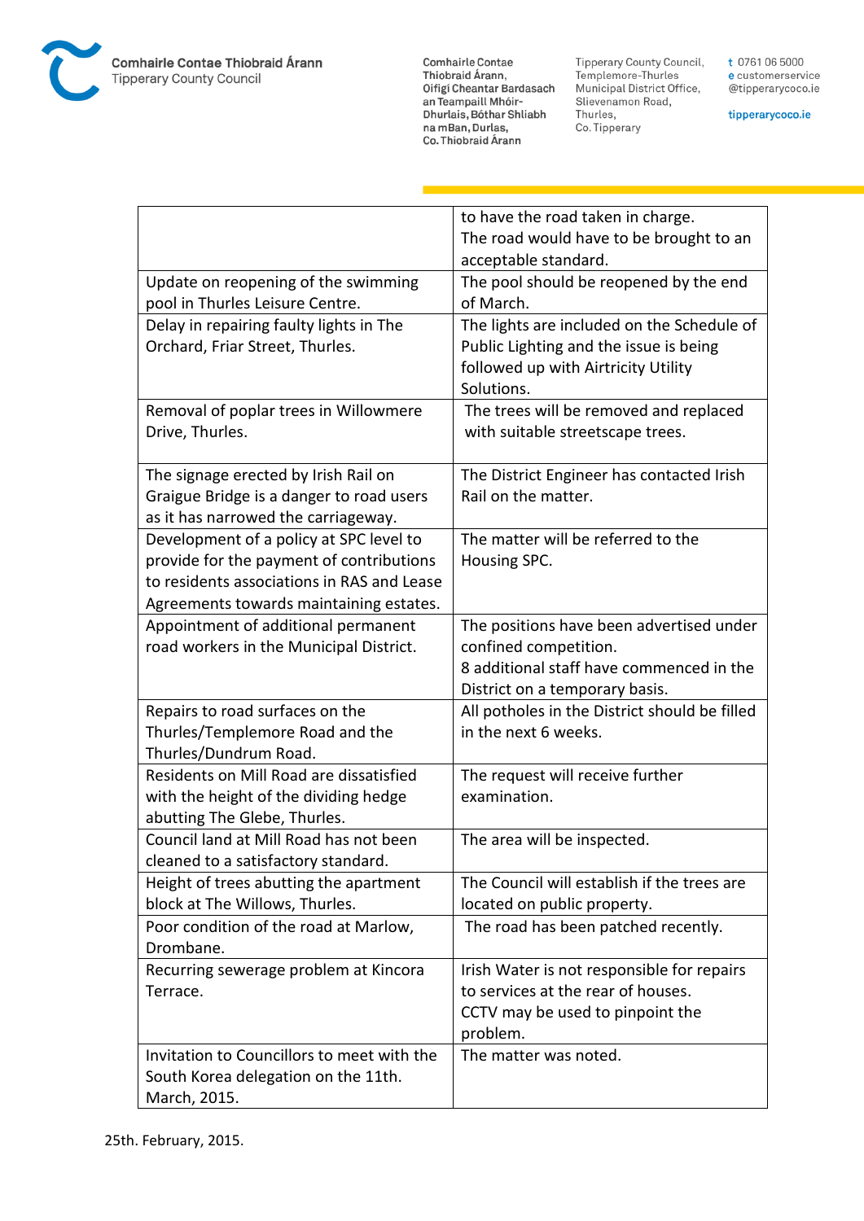| | |
|---|---|
| | to have the road taken in charge. The road would have to be brought to an acceptable standard. |
| Update on reopening of the swimming pool in Thurles Leisure Centre. | The pool should be reopened by the end of March. |
| Delay in repairing faulty lights in The Orchard, Friar Street, Thurles. | The lights are included on the Schedule of Public Lighting and the issue is being followed up with Airtricity Utility Solutions. |
| Removal of poplar trees in Willowmere Drive, Thurles. | The trees will be removed and replaced with suitable streetscape trees. |
| The signage erected by Irish Rail on Graigue Bridge is a danger to road users as it has narrowed the carriageway. | The District Engineer has contacted Irish Rail on the matter. |
| Development of a policy at SPC level to provide for the payment of contributions to residents associations in RAS and Lease Agreements towards maintaining estates. | The matter will be referred to the Housing SPC. |
| Appointment of additional permanent road workers in the Municipal District. | The positions have been advertised under confined competition. 8 additional staff have commenced in the District on a temporary basis. |
| Repairs to road surfaces on the Thurles/Templemore Road and the Thurles/Dundrum Road. | All potholes in the District should be filled in the next 6 weeks. |
| Residents on Mill Road are dissatisfied with the height of the dividing hedge abutting The Glebe, Thurles. | The request will receive further examination. |
| Council land at Mill Road has not been cleaned to a satisfactory standard. | The area will be inspected. |
| Height of trees abutting the apartment block at The Willows, Thurles. | The Council will establish if the trees are located on public property. |
| Poor condition of the road at Marlow, Drombane. | The road has been patched recently. |
| Recurring sewerage problem at Kincora Terrace. | Irish Water is not responsible for repairs to services at the rear of houses. CCTV may be used to pinpoint the problem. |
| Invitation to Councillors to meet with the South Korea delegation on the 11th. March, 2015. | The matter was noted. |

25th. February, 2015.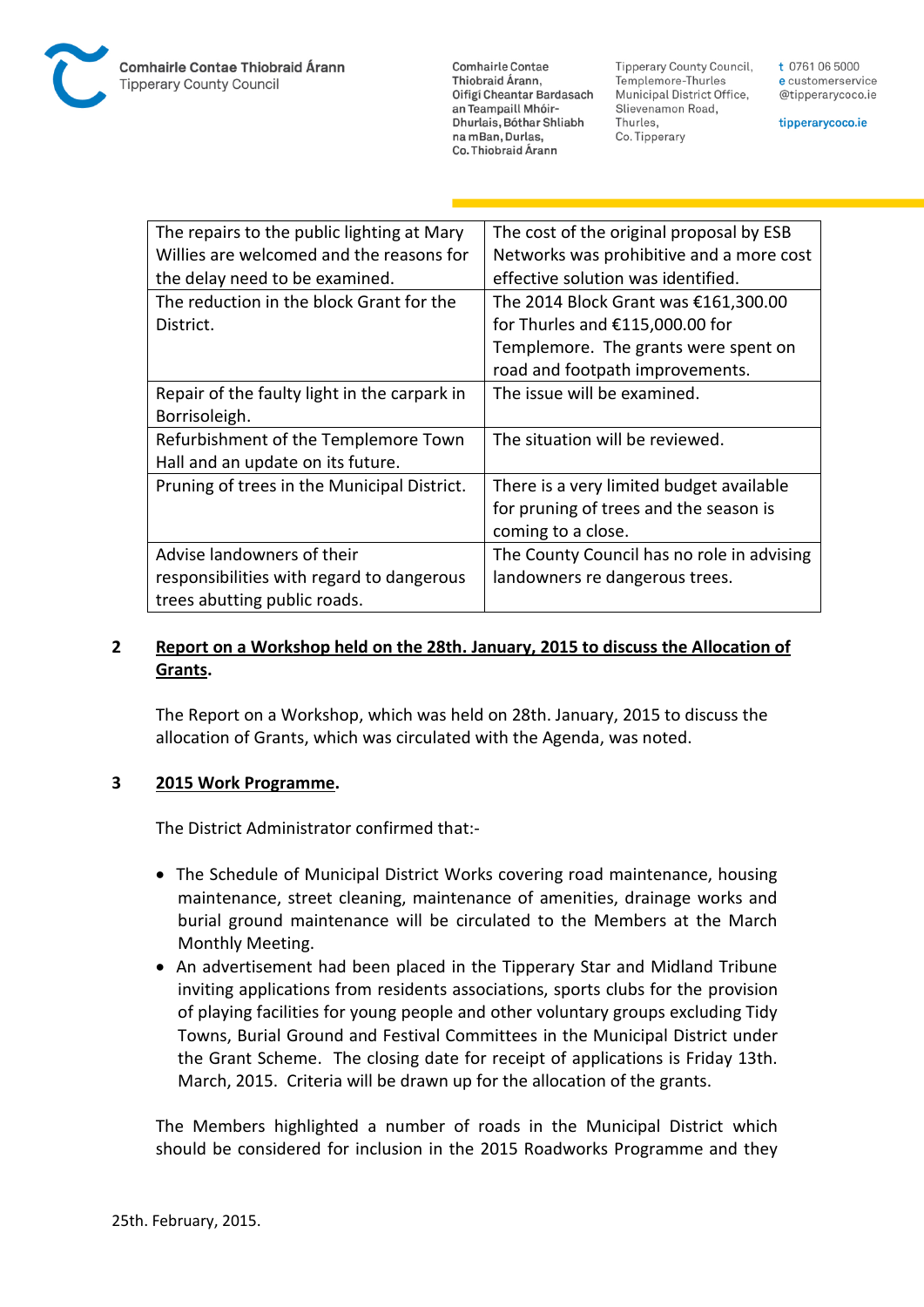| | |
|---|---|
| The repairs to the public lighting at Mary Willies are welcomed and the reasons for the delay need to be examined. | The cost of the original proposal by ESB Networks was prohibitive and a more cost effective solution was identified. |
| The reduction in the block Grant for the District. | The 2014 Block Grant was €161,300.00 for Thurles and €115,000.00 for Templemore. The grants were spent on road and footpath improvements. |
| Repair of the faulty light in the carpark in Borrisoleigh. | The issue will be examined. |
| Refurbishment of the Templemore Town Hall and an update on its future. | The situation will be reviewed. |
| Pruning of trees in the Municipal District. | There is a very limited budget available for pruning of trees and the season is coming to a close. |
| Advise landowners of their responsibilities with regard to dangerous trees abutting public roads. | The County Council has no role in advising landowners re dangerous trees. |

**2 Report on a Workshop held on the 28th. January, 2015 to discuss the Allocation of Grants.**

The Report on a Workshop, which was held on 28th. January, 2015 to discuss the allocation of Grants, which was circulated with the Agenda, was noted.

**3 2015 Work Programme.**

The District Administrator confirmed that:-

- The Schedule of Municipal District Works covering road maintenance, housing maintenance, street cleaning, maintenance of amenities, drainage works and burial ground maintenance will be circulated to the Members at the March Monthly Meeting.
- An advertisement had been placed in the Tipperary Star and Midland Tribune inviting applications from residents associations, sports clubs for the provision of playing facilities for young people and other voluntary groups excluding Tidy Towns, Burial Ground and Festival Committees in the Municipal District under the Grant Scheme. The closing date for receipt of applications is Friday 13th. March, 2015. Criteria will be drawn up for the allocation of the grants.

The Members highlighted a number of roads in the Municipal District which should be considered for inclusion in the 2015 Roadworks Programme and they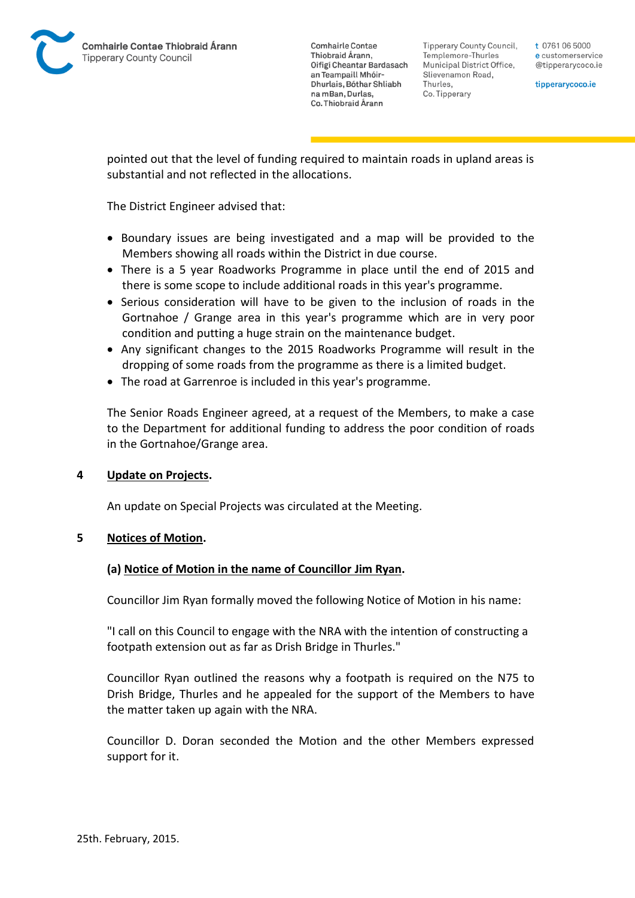pointed out that the level of funding required to maintain roads in upland areas is substantial and not reflected in the allocations.

The District Engineer advised that:

- Boundary issues are being investigated and a map will be provided to the Members showing all roads within the District in due course.
- There is a 5 year Roadworks Programme in place until the end of 2015 and there is some scope to include additional roads in this year's programme.
- Serious consideration will have to be given to the inclusion of roads in the Gortnahoe / Grange area in this year's programme which are in very poor condition and putting a huge strain on the maintenance budget.
- Any significant changes to the 2015 Roadworks Programme will result in the dropping of some roads from the programme as there is a limited budget.
- The road at Garrenroe is included in this year's programme.

The Senior Roads Engineer agreed, at a request of the Members, to make a case to the Department for additional funding to address the poor condition of roads in the Gortnahoe/Grange area.

**4 Update on Projects.**

An update on Special Projects was circulated at the Meeting.

**5 Notices of Motion.**

**(a) Notice of Motion in the name of Councillor Jim Ryan.**

Councillor Jim Ryan formally moved the following Notice of Motion in his name:

"I call on this Council to engage with the NRA with the intention of constructing a footpath extension out as far as Drish Bridge in Thurles."

Councillor Ryan outlined the reasons why a footpath is required on the N75 to Drish Bridge, Thurles and he appealed for the support of the Members to have the matter taken up again with the NRA.

Councillor D. Doran seconded the Motion and the other Members expressed support for it.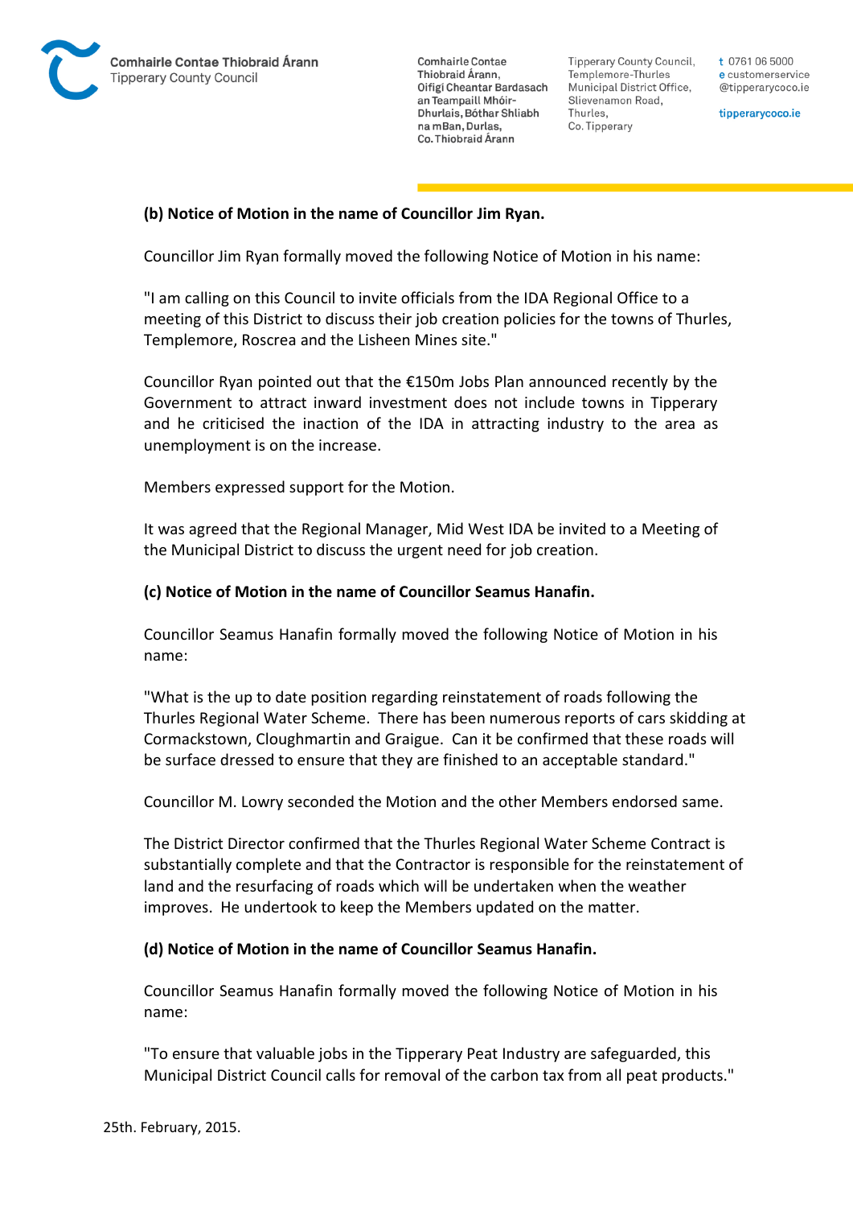**(b) Notice of Motion in the name of Councillor Jim Ryan.**

Councillor Jim Ryan formally moved the following Notice of Motion in his name:

"I am calling on this Council to invite officials from the IDA Regional Office to a meeting of this District to discuss their job creation policies for the towns of Thurles, Templemore, Roscrea and the Lisheen Mines site."

Councillor Ryan pointed out that the €150m Jobs Plan announced recently by the Government to attract inward investment does not include towns in Tipperary and he criticised the inaction of the IDA in attracting industry to the area as unemployment is on the increase.

Members expressed support for the Motion.

It was agreed that the Regional Manager, Mid West IDA be invited to a Meeting of the Municipal District to discuss the urgent need for job creation.

**(c) Notice of Motion in the name of Councillor Seamus Hanafin.**

Councillor Seamus Hanafin formally moved the following Notice of Motion in his name:

"What is the up to date position regarding reinstatement of roads following the Thurles Regional Water Scheme. There has been numerous reports of cars skidding at Cormackstown, Cloughmartin and Graigue. Can it be confirmed that these roads will be surface dressed to ensure that they are finished to an acceptable standard."

Councillor M. Lowry seconded the Motion and the other Members endorsed same.

The District Director confirmed that the Thurles Regional Water Scheme Contract is substantially complete and that the Contractor is responsible for the reinstatement of land and the resurfacing of roads which will be undertaken when the weather improves. He undertook to keep the Members updated on the matter.

**(d) Notice of Motion in the name of Councillor Seamus Hanafin.**

Councillor Seamus Hanafin formally moved the following Notice of Motion in his name:

"To ensure that valuable jobs in the Tipperary Peat Industry are safeguarded, this Municipal District Council calls for removal of the carbon tax from all peat products."

25th. February, 2015.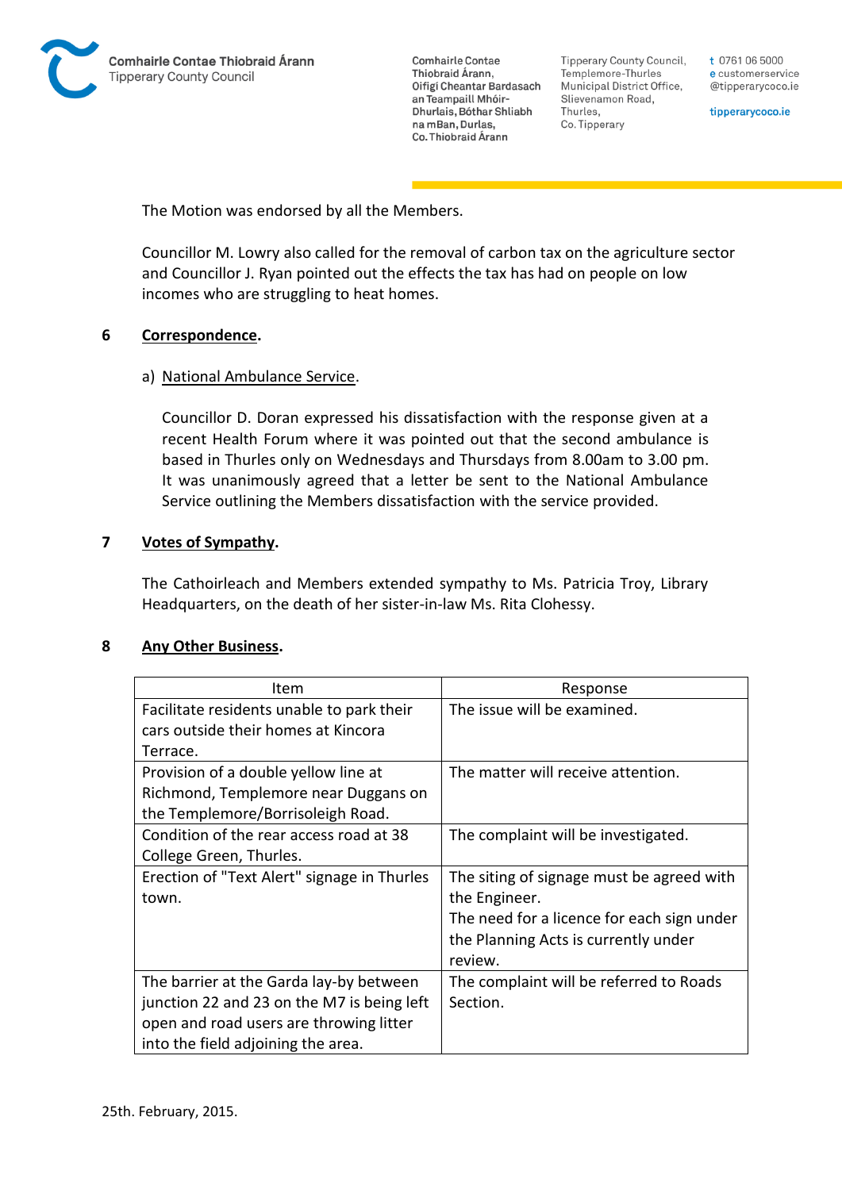The Motion was endorsed by all the Members.

Councillor M. Lowry also called for the removal of carbon tax on the agriculture sector and Councillor J. Ryan pointed out the effects the tax has had on people on low incomes who are struggling to heat homes.

## 6 Correspondence.

a) National Ambulance Service.

Councillor D. Doran expressed his dissatisfaction with the response given at a recent Health Forum where it was pointed out that the second ambulance is based in Thurles only on Wednesdays and Thursdays from 8.00am to 3.00 pm. It was unanimously agreed that a letter be sent to the National Ambulance Service outlining the Members dissatisfaction with the service provided.

## 7 Votes of Sympathy.

The Cathoirleach and Members extended sympathy to Ms. Patricia Troy, Library Headquarters, on the death of her sister-in-law Ms. Rita Clohessy.

## 8 Any Other Business.

| Item | Response |
|---|---|
| Facilitate residents unable to park their cars outside their homes at Kincora Terrace. | The issue will be examined. |
| Provision of a double yellow line at Richmond, Templemore near Duggans on the Templemore/Borrisoleigh Road. | The matter will receive attention. |
| Condition of the rear access road at 38 College Green, Thurles. | The complaint will be investigated. |
| Erection of "Text Alert" signage in Thurles town. | The siting of signage must be agreed with the Engineer. The need for a licence for each sign under the Planning Acts is currently under review. |
| The barrier at the Garda lay-by between junction 22 and 23 on the M7 is being left open and road users are throwing litter into the field adjoining the area. | The complaint will be referred to Roads Section. |

25th. February, 2015.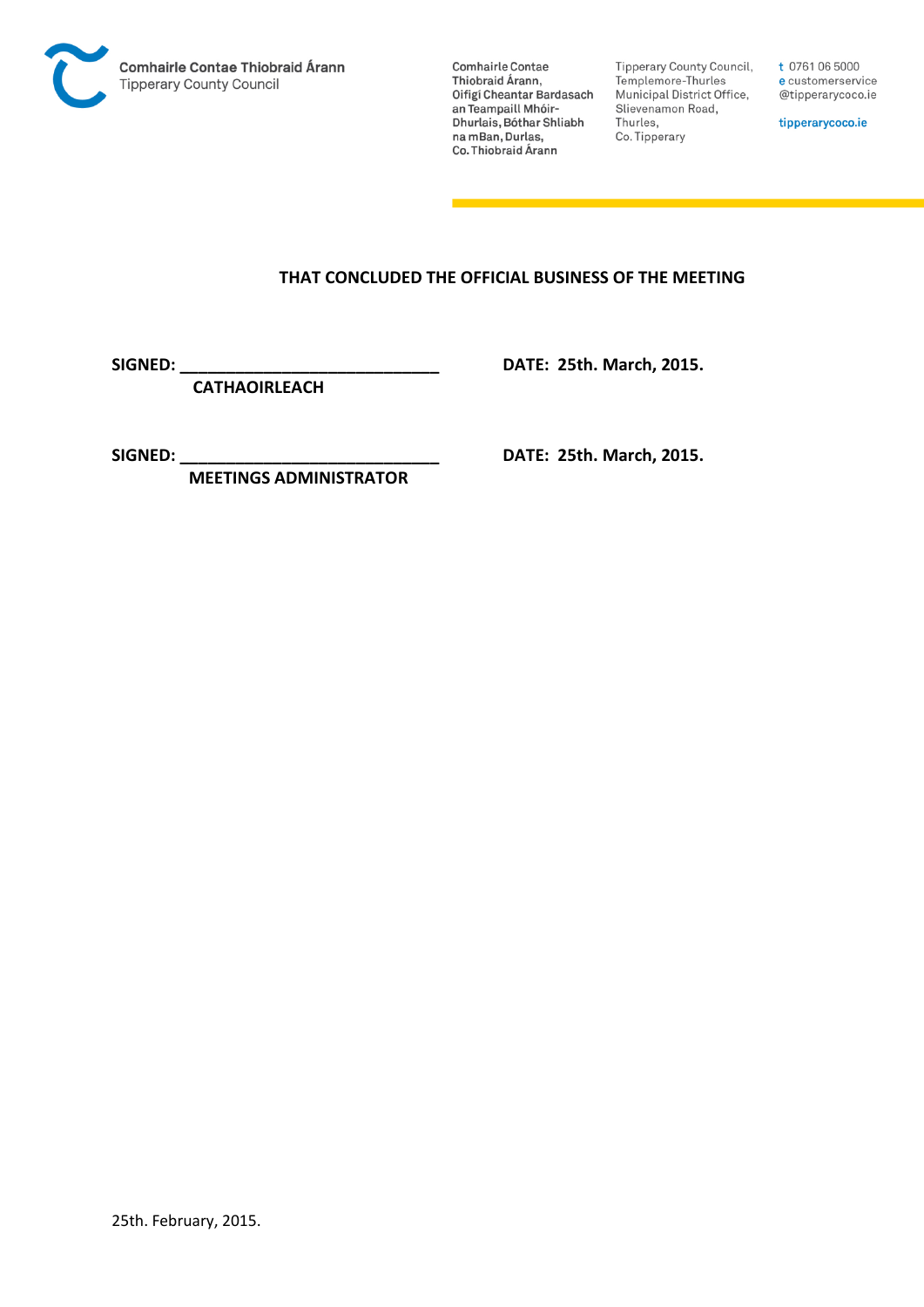Comhairle Contae Thiobraid Árann
Tipperary County Council

Comhairle Contae Thiobraid Árann,
Oifigí Cheantar Bardasach an Teampaill Mhóir-Dhurlais, Bóthar Shliabh na mBan, Durlas,
Co. Thiobraid Árann

Tipperary County Council,
Templemore-Thurles Municipal District Office,
Slievenamon Road,
Thurles,
Co. Tipperary

t 0761 06 5000
e customerservice@tipperarycoco.ie

tipperarycoco.ie

**THAT CONCLUDED THE OFFICIAL BUSINESS OF THE MEETING**

**SIGNED: ____________________________ DATE: 25th. March, 2015.**
**CATHAOIRLEACH**

**SIGNED: ____________________________ DATE: 25th. March, 2015.**
**MEETINGS ADMINISTRATOR**

25th. February, 2015.